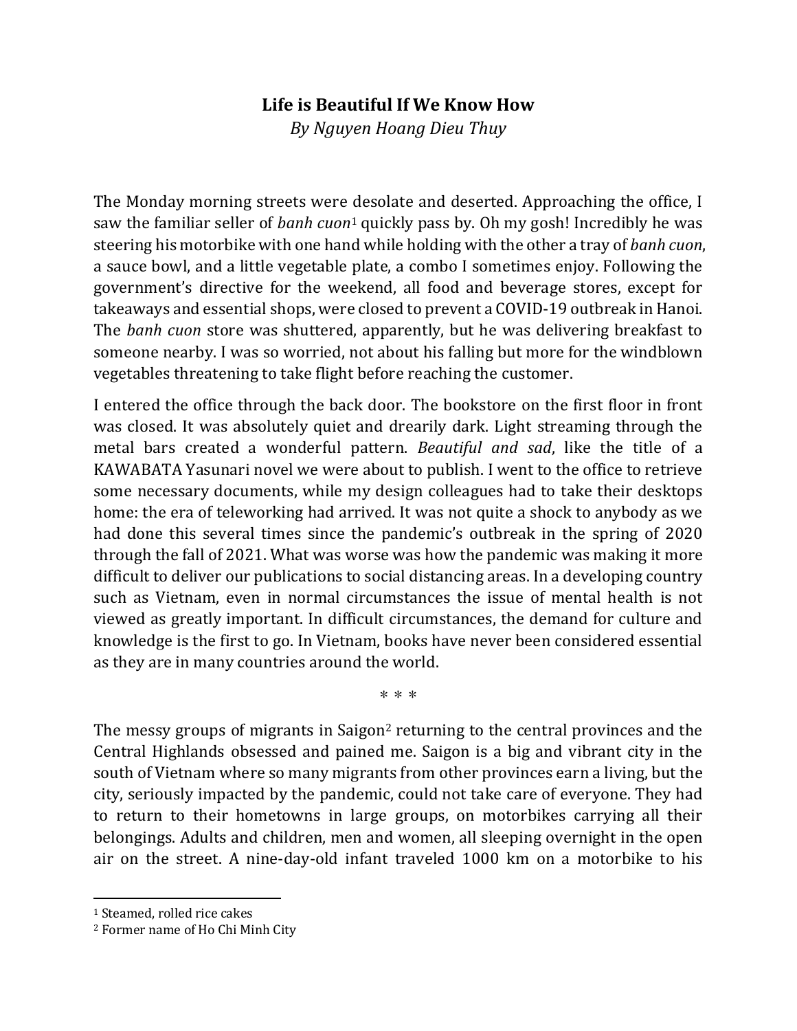# Life is Beautiful If We Know How

*By Nguyen Hoang Dieu Thuy*

The Monday morning streets were desolate and deserted. Approaching the office, I saw the familiar seller of *banh cuon*[1] quickly pass by. Oh my gosh! Incredibly he was steering his motorbike with one hand while holding with the other a tray of *banh cuon*, a sauce bowl, and a little vegetable plate, a combo I sometimes enjoy. Following the government's directive for the weekend, all food and beverage stores, except for takeaways and essential shops, were closed to prevent a COVID-19 outbreak in Hanoi. The *banh cuon* store was shuttered, apparently, but he was delivering breakfast to someone nearby. I was so worried, not about his falling but more for the windblown vegetables threatening to take flight before reaching the customer.

I entered the office through the back door. The bookstore on the first floor in front was closed. It was absolutely quiet and drearily dark. Light streaming through the metal bars created a wonderful pattern. *Beautiful and sad*, like the title of a KAWABATA Yasunari novel we were about to publish. I went to the office to retrieve some necessary documents, while my design colleagues had to take their desktops home: the era of teleworking had arrived. It was not quite a shock to anybody as we had done this several times since the pandemic's outbreak in the spring of 2020 through the fall of 2021. What was worse was how the pandemic was making it more difficult to deliver our publications to social distancing areas. In a developing country such as Vietnam, even in normal circumstances the issue of mental health is not viewed as greatly important. In difficult circumstances, the demand for culture and knowledge is the first to go. In Vietnam, books have never been considered essential as they are in many countries around the world.

\* \* \*

The messy groups of migrants in Saigon[2] returning to the central provinces and the Central Highlands obsessed and pained me. Saigon is a big and vibrant city in the south of Vietnam where so many migrants from other provinces earn a living, but the city, seriously impacted by the pandemic, could not take care of everyone. They had to return to their hometowns in large groups, on motorbikes carrying all their belongings. Adults and children, men and women, all sleeping overnight in the open air on the street. A nine-day-old infant traveled 1000 km on a motorbike to his

---

[1] Steamed, rolled rice cakes

[2] Former name of Ho Chi Minh City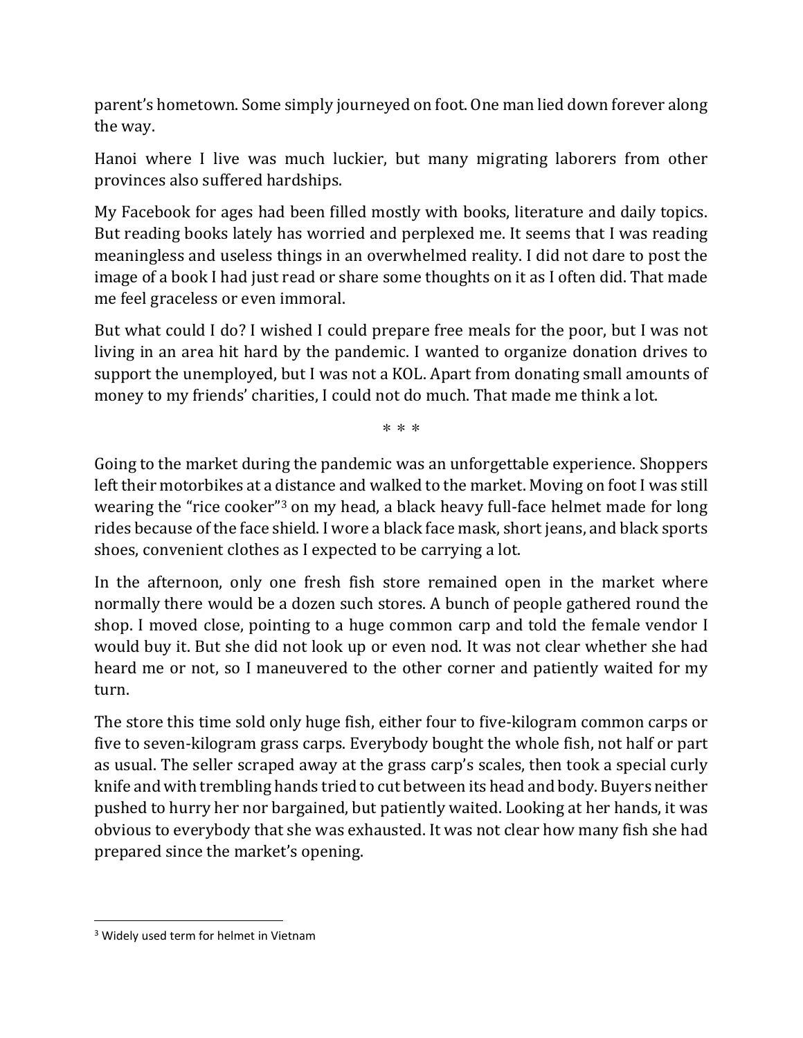parent's hometown. Some simply journeyed on foot. One man lied down forever along the way.

Hanoi where I live was much luckier, but many migrating laborers from other provinces also suffered hardships.

My Facebook for ages had been filled mostly with books, literature and daily topics. But reading books lately has worried and perplexed me. It seems that I was reading meaningless and useless things in an overwhelmed reality. I did not dare to post the image of a book I had just read or share some thoughts on it as I often did. That made me feel graceless or even immoral.

But what could I do? I wished I could prepare free meals for the poor, but I was not living in an area hit hard by the pandemic. I wanted to organize donation drives to support the unemployed, but I was not a KOL. Apart from donating small amounts of money to my friends' charities, I could not do much. That made me think a lot.

<center>* * *</center>

Going to the market during the pandemic was an unforgettable experience. Shoppers left their motorbikes at a distance and walked to the market. Moving on foot I was still wearing the "rice cooker"[3] on my head, a black heavy full-face helmet made for long rides because of the face shield. I wore a black face mask, short jeans, and black sports shoes, convenient clothes as I expected to be carrying a lot.

In the afternoon, only one fresh fish store remained open in the market where normally there would be a dozen such stores. A bunch of people gathered round the shop. I moved close, pointing to a huge common carp and told the female vendor I would buy it. But she did not look up or even nod. It was not clear whether she had heard me or not, so I maneuvered to the other corner and patiently waited for my turn.

The store this time sold only huge fish, either four to five-kilogram common carps or five to seven-kilogram grass carps. Everybody bought the whole fish, not half or part as usual. The seller scraped away at the grass carp's scales, then took a special curly knife and with trembling hands tried to cut between its head and body. Buyers neither pushed to hurry her nor bargained, but patiently waited. Looking at her hands, it was obvious to everybody that she was exhausted. It was not clear how many fish she had prepared since the market's opening.

---

[3] Widely used term for helmet in Vietnam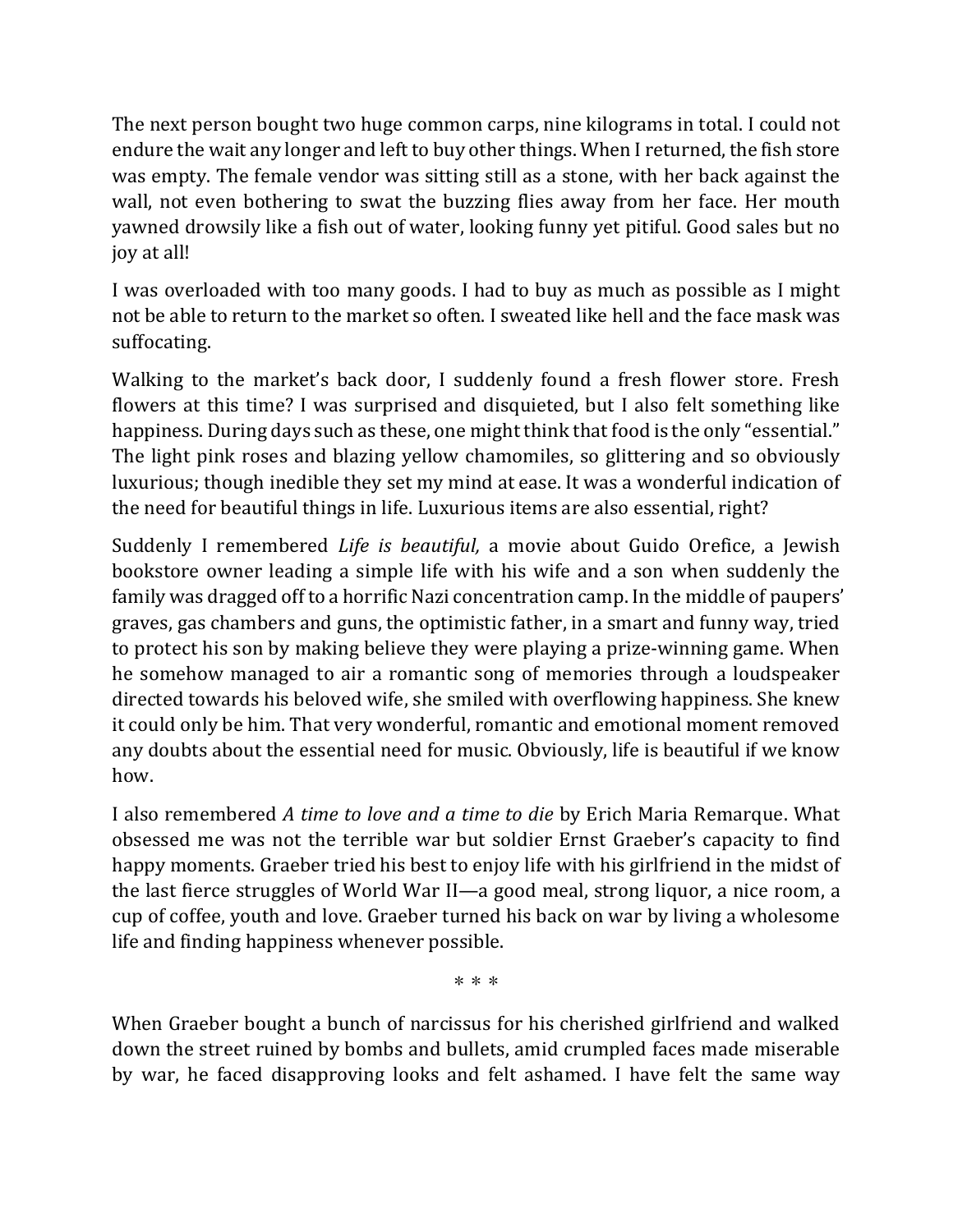The next person bought two huge common carps, nine kilograms in total. I could not endure the wait any longer and left to buy other things. When I returned, the fish store was empty. The female vendor was sitting still as a stone, with her back against the wall, not even bothering to swat the buzzing flies away from her face. Her mouth yawned drowsily like a fish out of water, looking funny yet pitiful. Good sales but no joy at all!

I was overloaded with too many goods. I had to buy as much as possible as I might not be able to return to the market so often. I sweated like hell and the face mask was suffocating.

Walking to the market's back door, I suddenly found a fresh flower store. Fresh flowers at this time? I was surprised and disquieted, but I also felt something like happiness. During days such as these, one might think that food is the only "essential." The light pink roses and blazing yellow chamomiles, so glittering and so obviously luxurious; though inedible they set my mind at ease. It was a wonderful indication of the need for beautiful things in life. Luxurious items are also essential, right?

Suddenly I remembered *Life is beautiful,* a movie about Guido Orefice, a Jewish bookstore owner leading a simple life with his wife and a son when suddenly the family was dragged off to a horrific Nazi concentration camp. In the middle of paupers' graves, gas chambers and guns, the optimistic father, in a smart and funny way, tried to protect his son by making believe they were playing a prize-winning game. When he somehow managed to air a romantic song of memories through a loudspeaker directed towards his beloved wife, she smiled with overflowing happiness. She knew it could only be him. That very wonderful, romantic and emotional moment removed any doubts about the essential need for music. Obviously, life is beautiful if we know how.

I also remembered *A time to love and a time to die* by Erich Maria Remarque. What obsessed me was not the terrible war but soldier Ernst Graeber's capacity to find happy moments. Graeber tried his best to enjoy life with his girlfriend in the midst of the last fierce struggles of World War II—a good meal, strong liquor, a nice room, a cup of coffee, youth and love. Graeber turned his back on war by living a wholesome life and finding happiness whenever possible.

* * *

When Graeber bought a bunch of narcissus for his cherished girlfriend and walked down the street ruined by bombs and bullets, amid crumpled faces made miserable by war, he faced disapproving looks and felt ashamed. I have felt the same way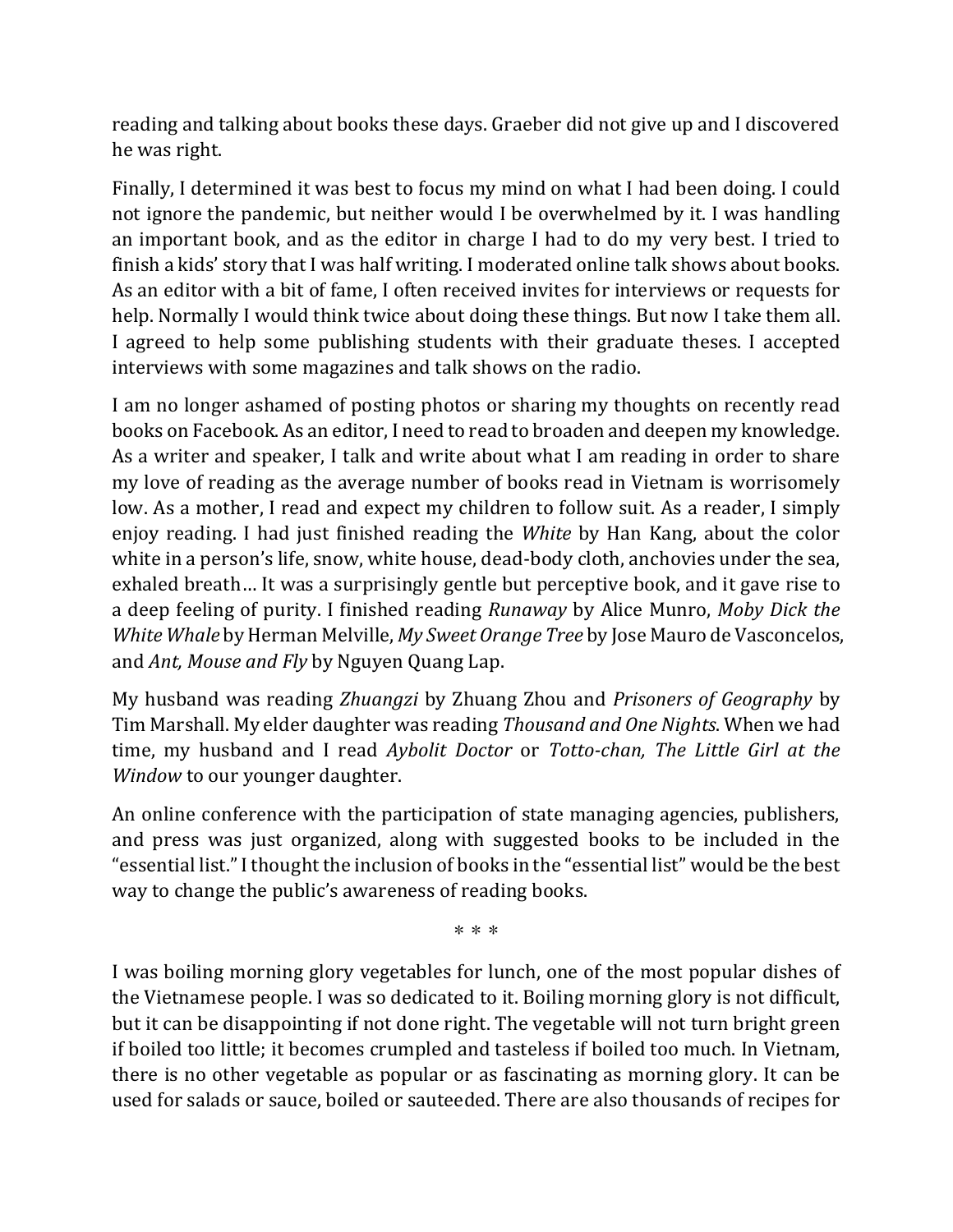reading and talking about books these days. Graeber did not give up and I discovered he was right.

Finally, I determined it was best to focus my mind on what I had been doing. I could not ignore the pandemic, but neither would I be overwhelmed by it. I was handling an important book, and as the editor in charge I had to do my very best. I tried to finish a kids' story that I was half writing. I moderated online talk shows about books. As an editor with a bit of fame, I often received invites for interviews or requests for help. Normally I would think twice about doing these things. But now I take them all. I agreed to help some publishing students with their graduate theses. I accepted interviews with some magazines and talk shows on the radio.

I am no longer ashamed of posting photos or sharing my thoughts on recently read books on Facebook. As an editor, I need to read to broaden and deepen my knowledge. As a writer and speaker, I talk and write about what I am reading in order to share my love of reading as the average number of books read in Vietnam is worrisomely low. As a mother, I read and expect my children to follow suit. As a reader, I simply enjoy reading. I had just finished reading the *White* by Han Kang, about the color white in a person's life, snow, white house, dead-body cloth, anchovies under the sea, exhaled breath… It was a surprisingly gentle but perceptive book, and it gave rise to a deep feeling of purity. I finished reading *Runaway* by Alice Munro, *Moby Dick the White Whale* by Herman Melville, *My Sweet Orange Tree* by Jose Mauro de Vasconcelos, and *Ant, Mouse and Fly* by Nguyen Quang Lap.

My husband was reading *Zhuangzi* by Zhuang Zhou and *Prisoners of Geography* by Tim Marshall. My elder daughter was reading *Thousand and One Nights*. When we had time, my husband and I read *Aybolit Doctor* or *Totto-chan, The Little Girl at the Window* to our younger daughter.

An online conference with the participation of state managing agencies, publishers, and press was just organized, along with suggested books to be included in the "essential list." I thought the inclusion of books in the "essential list" would be the best way to change the public's awareness of reading books.

\* \* \*

I was boiling morning glory vegetables for lunch, one of the most popular dishes of the Vietnamese people. I was so dedicated to it. Boiling morning glory is not difficult, but it can be disappointing if not done right. The vegetable will not turn bright green if boiled too little; it becomes crumpled and tasteless if boiled too much. In Vietnam, there is no other vegetable as popular or as fascinating as morning glory. It can be used for salads or sauce, boiled or sauteeded. There are also thousands of recipes for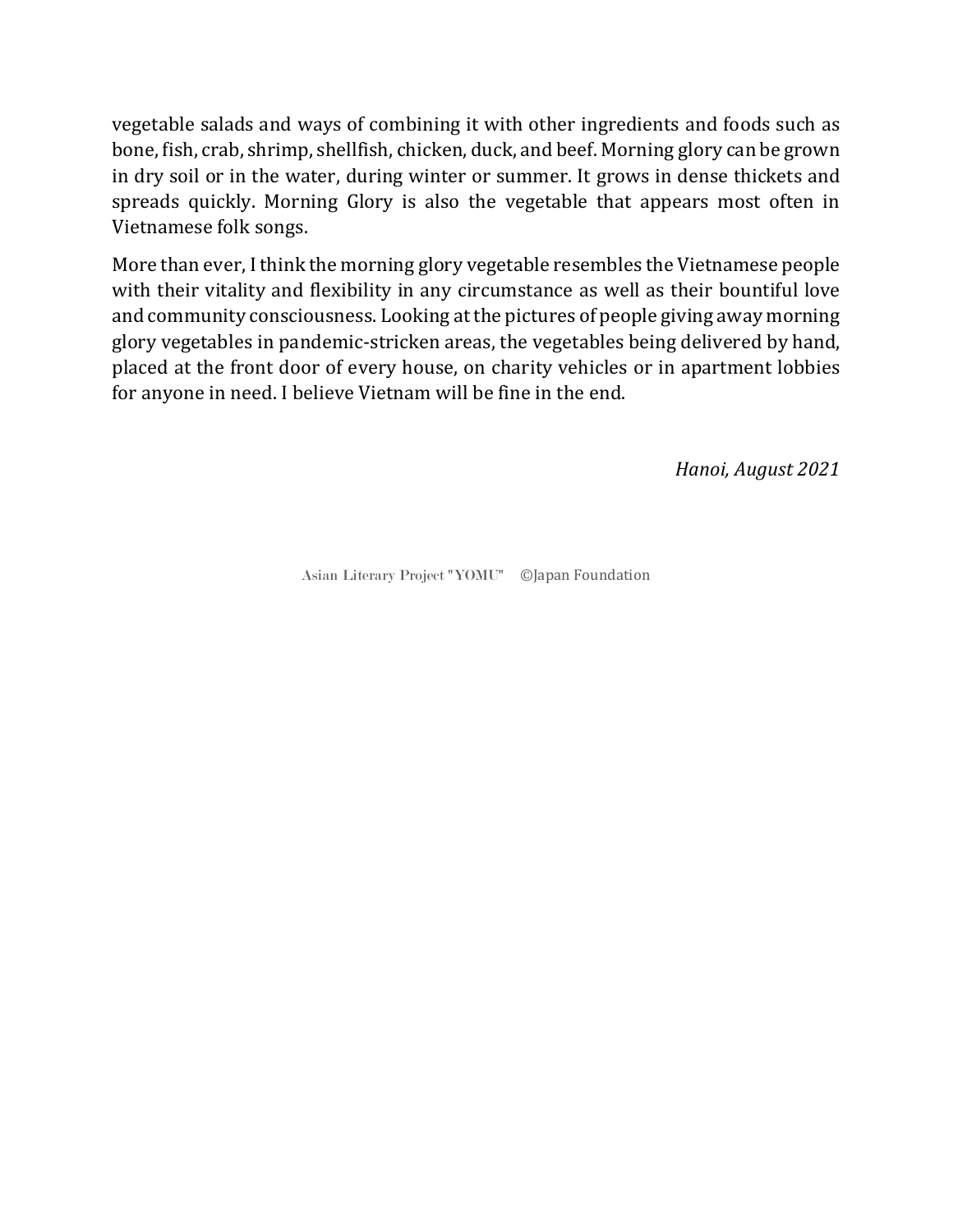vegetable salads and ways of combining it with other ingredients and foods such as bone, fish, crab, shrimp, shellfish, chicken, duck, and beef. Morning glory can be grown in dry soil or in the water, during winter or summer. It grows in dense thickets and spreads quickly. Morning Glory is also the vegetable that appears most often in Vietnamese folk songs.

More than ever, I think the morning glory vegetable resembles the Vietnamese people with their vitality and flexibility in any circumstance as well as their bountiful love and community consciousness. Looking at the pictures of people giving away morning glory vegetables in pandemic-stricken areas, the vegetables being delivered by hand, placed at the front door of every house, on charity vehicles or in apartment lobbies for anyone in need. I believe Vietnam will be fine in the end.

*Hanoi, August 2021*

Asian Literary Project "YOMU" ©Japan Foundation